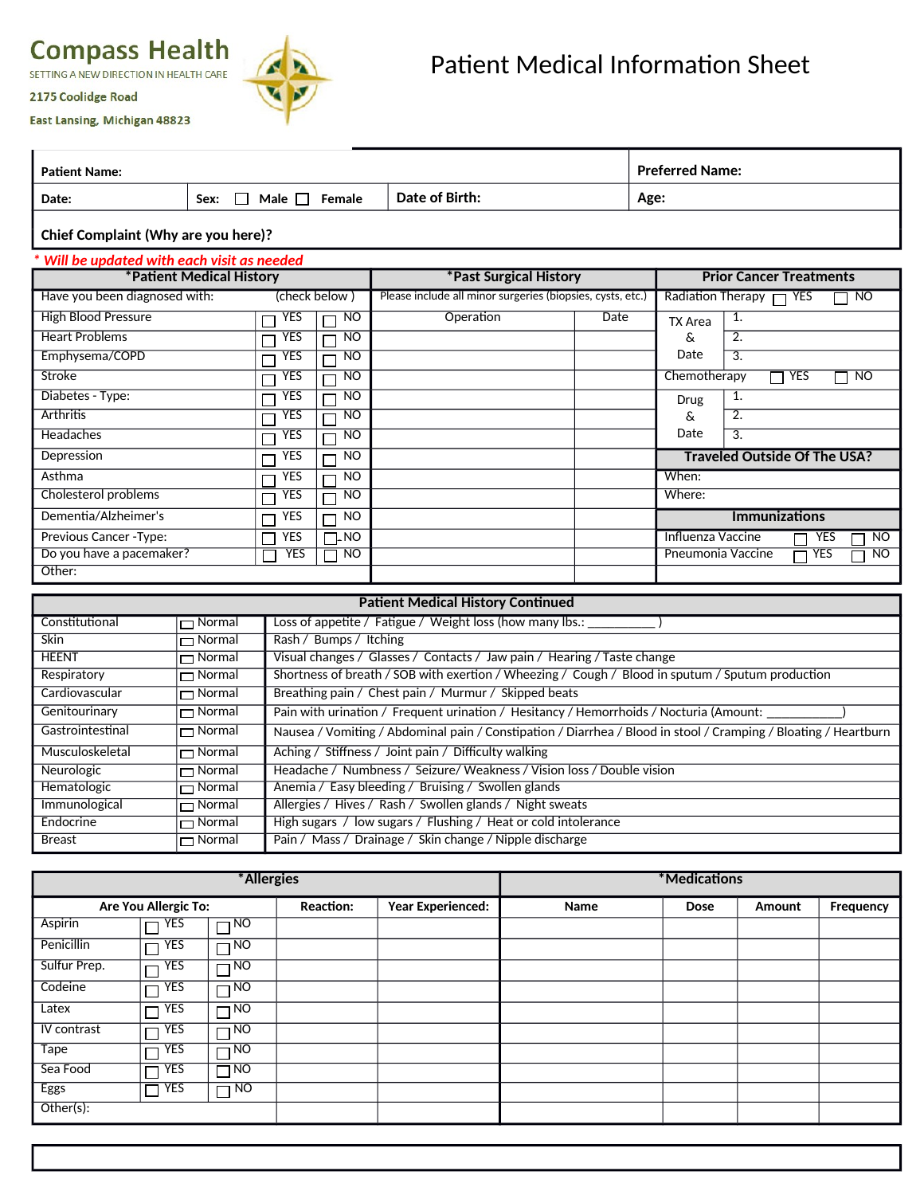**Compass Health**

SETTING A NEW DIRECTION IN HEALTH CARE

2175 Coolidge Road

East Lansing, Michigan 48823

# Patient Medical Information Sheet

| Patient Name: | | | Preferred Name: |
|---|---|---|---|
| Date: | Sex: ☐ Male ☐ Female | Date of Birth: | Age: |
| Chief Complaint (Why are you here)? | | | |

*\* Will be updated with each visit as needed*

| *Patient Medical History | | | *Past Surgical History | | Prior Cancer Treatments | |
|---|---|---|---|---|---|---|
| Have you been diagnosed with: | (check below) | | Please include all minor surgeries (biopsies, cysts, etc.) | | Radiation Therapy ☐ YES ☐ NO | |
| High Blood Pressure | ☐ YES | ☐ NO | Operation | Date | TX Area & Date | 1. |
| Heart Problems | ☐ YES | ☐ NO | | | | 2. |
| Emphysema/COPD | ☐ YES | ☐ NO | | | | 3. |
| Stroke | ☐ YES | ☐ NO | | | Chemotherapy ☐ YES ☐ NO | |
| Diabetes - Type: | ☐ YES | ☐ NO | | | Drug & Date | 1. |
| Arthritis | ☐ YES | ☐ NO | | | | 2. |
| Headaches | ☐ YES | ☐ NO | | | | 3. |
| Depression | ☐ YES | ☐ NO | | | **Traveled Outside Of The USA?** | |
| Asthma | ☐ YES | ☐ NO | | | When: | |
| Cholesterol problems | ☐ YES | ☐ NO | | | Where: | |
| Dementia/Alzheimer's | ☐ YES | ☐ NO | | | **Immunizations** | |
| Previous Cancer -Type: | ☐ YES | ☐ NO | | | Influenza Vaccine ☐ YES ☐ NO | |
| Do you have a pacemaker? | ☐ YES | ☐ NO | | | Pneumonia Vaccine ☐ YES ☐ NO | |
| Other: | | | | | | |

| Patient Medical History Continued | | |
|---|---|---|
| Constitutional | ☐ Normal | Loss of appetite / Fatigue / Weight loss (how many lbs.: __________ ) |
| Skin | ☐ Normal | Rash / Bumps / Itching |
| HEENT | ☐ Normal | Visual changes / Glasses / Contacts / Jaw pain / Hearing / Taste change |
| Respiratory | ☐ Normal | Shortness of breath / SOB with exertion / Wheezing / Cough / Blood in sputum / Sputum production |
| Cardiovascular | ☐ Normal | Breathing pain / Chest pain / Murmur / Skipped beats |
| Genitourinary | ☐ Normal | Pain with urination / Frequent urination / Hesitancy / Hemorrhoids / Nocturia (Amount: ___________) |
| Gastrointestinal | ☐ Normal | Nausea / Vomiting / Abdominal pain / Constipation / Diarrhea / Blood in stool / Cramping / Bloating / Heartburn |
| Musculoskeletal | ☐ Normal | Aching / Stiffness / Joint pain / Difficulty walking |
| Neurologic | ☐ Normal | Headache / Numbness / Seizure/ Weakness / Vision loss / Double vision |
| Hematologic | ☐ Normal | Anemia / Easy bleeding / Bruising / Swollen glands |
| Immunological | ☐ Normal | Allergies / Hives / Rash / Swollen glands / Night sweats |
| Endocrine | ☐ Normal | High sugars / low sugars / Flushing / Heat or cold intolerance |
| Breast | ☐ Normal | Pain / Mass / Drainage / Skin change / Nipple discharge |

| *Allergies | | | | | *Medications | | | |
|---|---|---|---|---|---|---|---|---|
| Are You Allergic To: | | | Reaction: | Year Experienced: | Name | Dose | Amount | Frequency |
| Aspirin | ☐ YES | ☐ NO | | | | | | |
| Penicillin | ☐ YES | ☐ NO | | | | | | |
| Sulfur Prep. | ☐ YES | ☐ NO | | | | | | |
| Codeine | ☐ YES | ☐ NO | | | | | | |
| Latex | ☐ YES | ☐ NO | | | | | | |
| IV contrast | ☐ YES | ☐ NO | | | | | | |
| Tape | ☐ YES | ☐ NO | | | | | | |
| Sea Food | ☐ YES | ☐ NO | | | | | | |
| Eggs | ☐ YES | ☐ NO | | | | | | |
| Other(s): | | | | | | | | |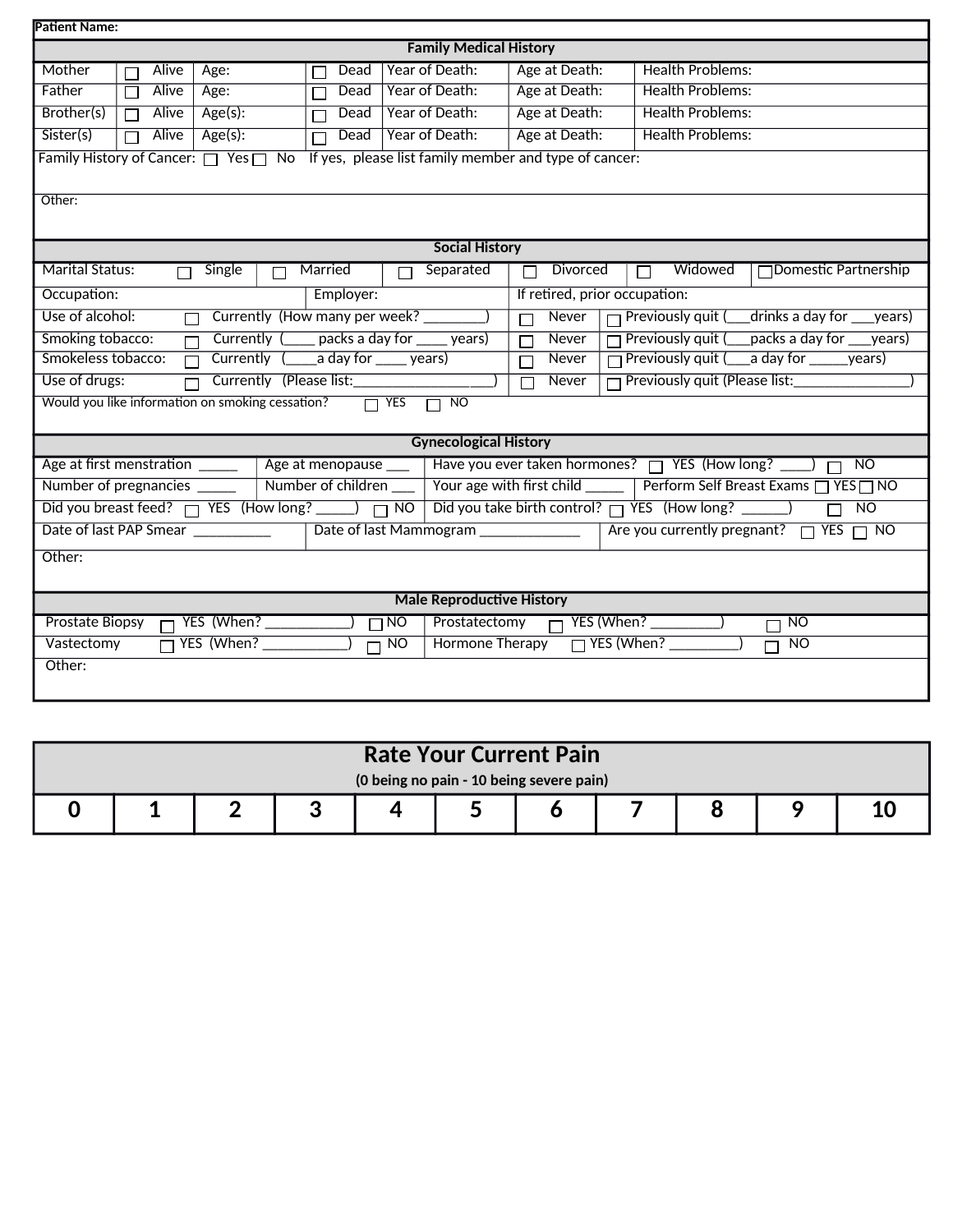**Patient Name:**

## Family Medical History

| | | | | | | |
|---|---|---|---|---|---|---|
| Mother | ☐ Alive | Age: | ☐ Dead | Year of Death: | Age at Death: | Health Problems: |
| Father | ☐ Alive | Age: | ☐ Dead | Year of Death: | Age at Death: | Health Problems: |
| Brother(s) | ☐ Alive | Age(s): | ☐ Dead | Year of Death: | Age at Death: | Health Problems: |
| Sister(s) | ☐ Alive | Age(s): | ☐ Dead | Year of Death: | Age at Death: | Health Problems: |

Family History of Cancer: ☐ Yes ☐ No If yes, please list family member and type of cancer:

Other:

## Social History

| | | | | | |
|---|---|---|---|---|---|
| Marital Status: ☐ Single | ☐ Married | ☐ Separated | ☐ Divorced | ☐ Widowed | ☐ Domestic Partnership |

| | | |
|---|---|---|
| Occupation: | Employer: | If retired, prior occupation: |
| Use of alcohol: ☐ Currently (How many per week? ________) | ☐ Never | ☐ Previously quit (___drinks a day for ___years) |
| Smoking tobacco: ☐ Currently (____ packs a day for ____ years) | ☐ Never | ☐ Previously quit (___packs a day for ___years) |
| Smokeless tobacco: ☐ Currently (____a day for ____ years) | ☐ Never | ☐ Previously quit (___a day for _____years) |
| Use of drugs: ☐ Currently (Please list:_________________) | ☐ Never | ☐ Previously quit (Please list:_______________) |

Would you like information on smoking cessation? ☐ YES ☐ NO

## Gynecological History

| | | | |
|---|---|---|---|
| Age at first menstration _____ | Age at menopause ___ | Have you ever taken hormones? ☐ YES (How long? ____) ☐ NO | |
| Number of pregnancies _____ | Number of children ___ | Your age with first child _____ | Perform Self Breast Exams ☐ YES ☐ NO |
| Did you breast feed? ☐ YES (How long? _____) ☐ NO | | Did you take birth control? ☐ YES (How long? ______) ☐ NO | |
| Date of last PAP Smear __________ | Date of last Mammogram _____________ | Are you currently pregnant? ☐ YES ☐ NO | |

Other:

## Male Reproductive History

| | |
|---|---|
| Prostate Biopsy ☐ YES (When? ___________) ☐ NO | Prostatectomy ☐ YES (When? _________) ☐ NO |
| Vastectomy ☐ YES (When? ___________) ☐ NO | Hormone Therapy ☐ YES (When? _________) ☐ NO |

Other:

## Rate Your Current Pain

**(0 being no pain - 10 being severe pain)**

| 0 | 1 | 2 | 3 | 4 | 5 | 6 | 7 | 8 | 9 | 10 |
|---|---|---|---|---|---|---|---|---|---|---|